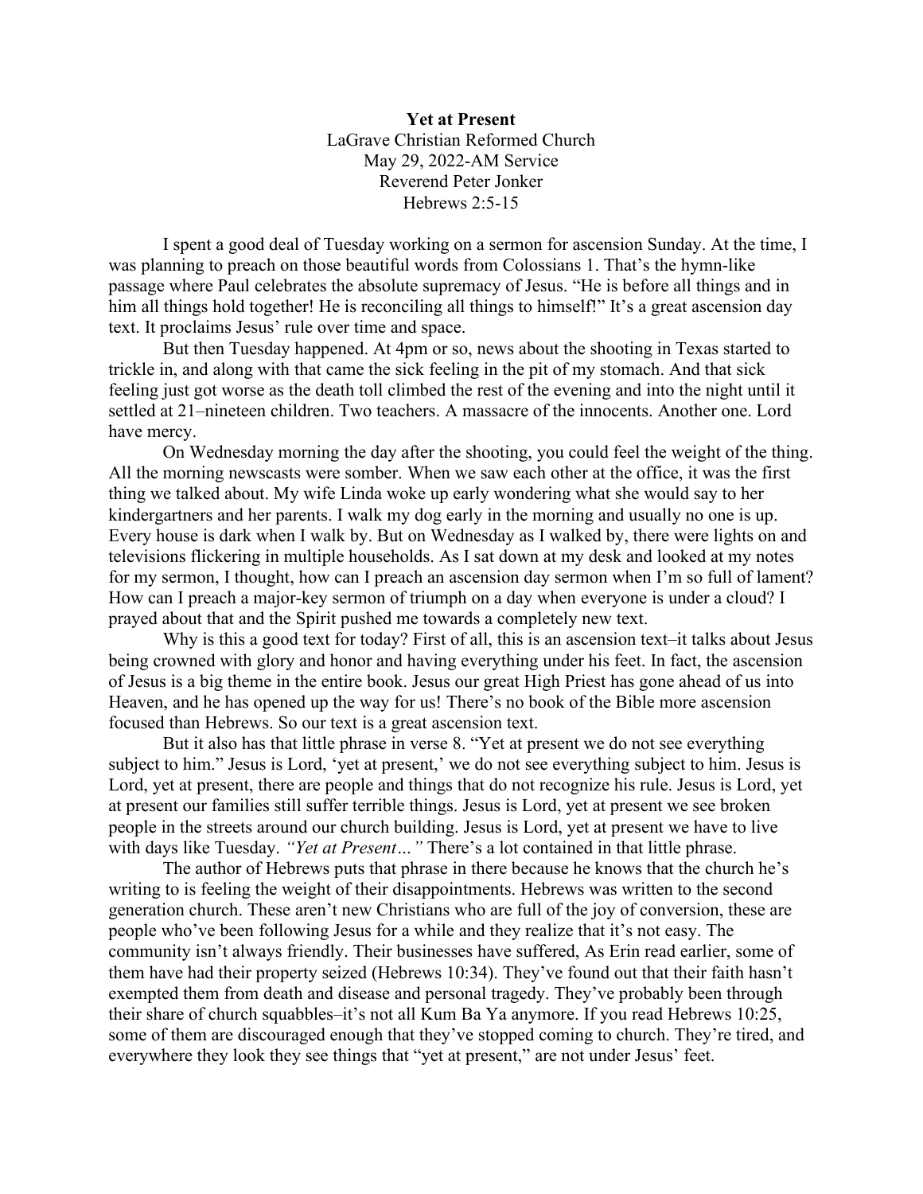**Yet at Present**

LaGrave Christian Reformed Church
May 29, 2022-AM Service
Reverend Peter Jonker
Hebrews 2:5-15

I spent a good deal of Tuesday working on a sermon for ascension Sunday. At the time, I was planning to preach on those beautiful words from Colossians 1. That's the hymn-like passage where Paul celebrates the absolute supremacy of Jesus. "He is before all things and in him all things hold together! He is reconciling all things to himself!" It's a great ascension day text. It proclaims Jesus' rule over time and space.

But then Tuesday happened. At 4pm or so, news about the shooting in Texas started to trickle in, and along with that came the sick feeling in the pit of my stomach. And that sick feeling just got worse as the death toll climbed the rest of the evening and into the night until it settled at 21–nineteen children. Two teachers. A massacre of the innocents. Another one. Lord have mercy.

On Wednesday morning the day after the shooting, you could feel the weight of the thing. All the morning newscasts were somber. When we saw each other at the office, it was the first thing we talked about. My wife Linda woke up early wondering what she would say to her kindergartners and her parents. I walk my dog early in the morning and usually no one is up. Every house is dark when I walk by. But on Wednesday as I walked by, there were lights on and televisions flickering in multiple households. As I sat down at my desk and looked at my notes for my sermon, I thought, how can I preach an ascension day sermon when I'm so full of lament? How can I preach a major-key sermon of triumph on a day when everyone is under a cloud? I prayed about that and the Spirit pushed me towards a completely new text.

Why is this a good text for today? First of all, this is an ascension text–it talks about Jesus being crowned with glory and honor and having everything under his feet. In fact, the ascension of Jesus is a big theme in the entire book. Jesus our great High Priest has gone ahead of us into Heaven, and he has opened up the way for us! There's no book of the Bible more ascension focused than Hebrews. So our text is a great ascension text.

But it also has that little phrase in verse 8. "Yet at present we do not see everything subject to him." Jesus is Lord, 'yet at present,' we do not see everything subject to him. Jesus is Lord, yet at present, there are people and things that do not recognize his rule. Jesus is Lord, yet at present our families still suffer terrible things. Jesus is Lord, yet at present we see broken people in the streets around our church building. Jesus is Lord, yet at present we have to live with days like Tuesday. *"Yet at Present…"* There's a lot contained in that little phrase.

The author of Hebrews puts that phrase in there because he knows that the church he's writing to is feeling the weight of their disappointments. Hebrews was written to the second generation church. These aren't new Christians who are full of the joy of conversion, these are people who've been following Jesus for a while and they realize that it's not easy. The community isn't always friendly. Their businesses have suffered, As Erin read earlier, some of them have had their property seized (Hebrews 10:34). They've found out that their faith hasn't exempted them from death and disease and personal tragedy. They've probably been through their share of church squabbles–it's not all Kum Ba Ya anymore. If you read Hebrews 10:25, some of them are discouraged enough that they've stopped coming to church. They're tired, and everywhere they look they see things that "yet at present," are not under Jesus' feet.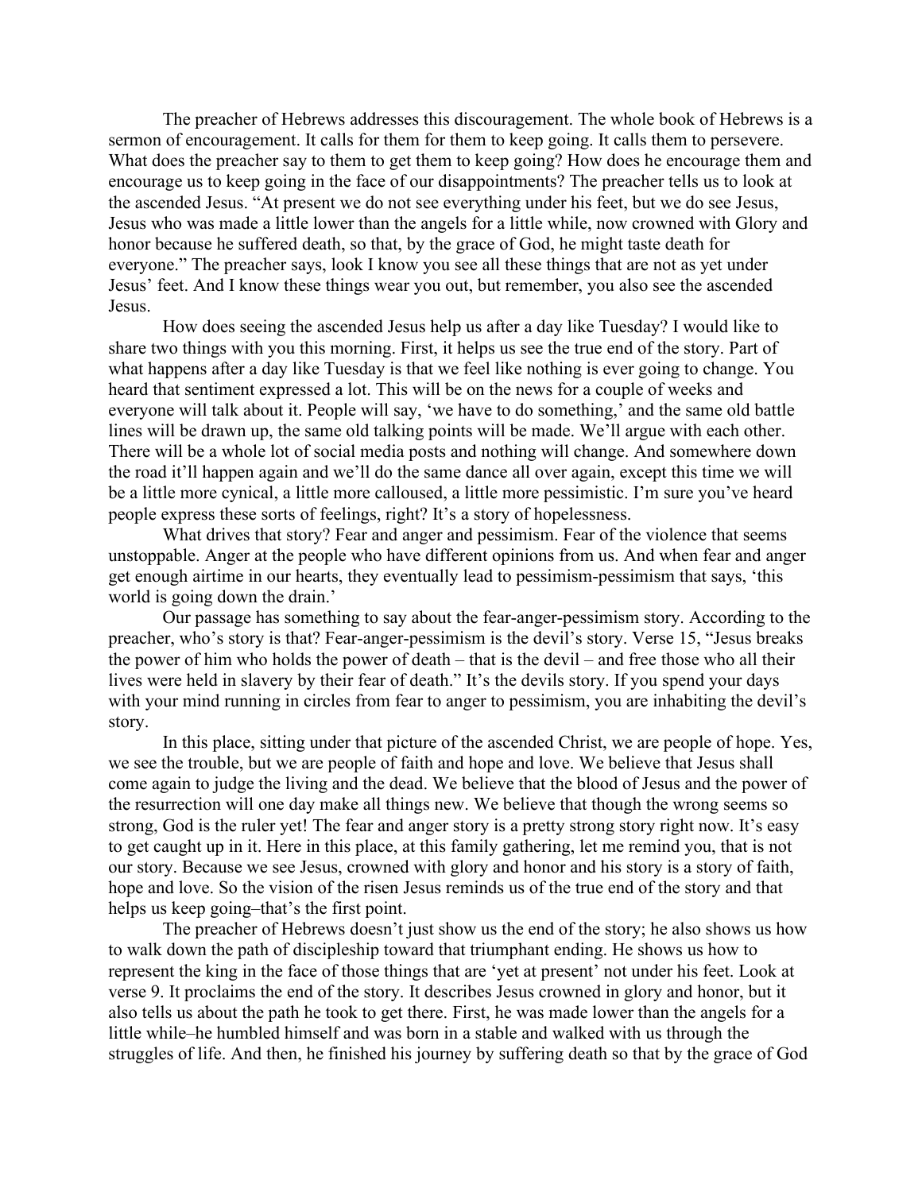The preacher of Hebrews addresses this discouragement. The whole book of Hebrews is a sermon of encouragement. It calls for them for them to keep going. It calls them to persevere. What does the preacher say to them to get them to keep going? How does he encourage them and encourage us to keep going in the face of our disappointments? The preacher tells us to look at the ascended Jesus. "At present we do not see everything under his feet, but we do see Jesus, Jesus who was made a little lower than the angels for a little while, now crowned with Glory and honor because he suffered death, so that, by the grace of God, he might taste death for everyone." The preacher says, look I know you see all these things that are not as yet under Jesus' feet. And I know these things wear you out, but remember, you also see the ascended Jesus.

How does seeing the ascended Jesus help us after a day like Tuesday? I would like to share two things with you this morning. First, it helps us see the true end of the story. Part of what happens after a day like Tuesday is that we feel like nothing is ever going to change. You heard that sentiment expressed a lot. This will be on the news for a couple of weeks and everyone will talk about it. People will say, 'we have to do something,' and the same old battle lines will be drawn up, the same old talking points will be made. We'll argue with each other. There will be a whole lot of social media posts and nothing will change. And somewhere down the road it'll happen again and we'll do the same dance all over again, except this time we will be a little more cynical, a little more calloused, a little more pessimistic. I'm sure you've heard people express these sorts of feelings, right? It's a story of hopelessness.

What drives that story? Fear and anger and pessimism. Fear of the violence that seems unstoppable. Anger at the people who have different opinions from us. And when fear and anger get enough airtime in our hearts, they eventually lead to pessimism-pessimism that says, 'this world is going down the drain.'

Our passage has something to say about the fear-anger-pessimism story. According to the preacher, who's story is that? Fear-anger-pessimism is the devil's story. Verse 15, "Jesus breaks the power of him who holds the power of death – that is the devil – and free those who all their lives were held in slavery by their fear of death." It's the devils story. If you spend your days with your mind running in circles from fear to anger to pessimism, you are inhabiting the devil's story.

In this place, sitting under that picture of the ascended Christ, we are people of hope. Yes, we see the trouble, but we are people of faith and hope and love. We believe that Jesus shall come again to judge the living and the dead. We believe that the blood of Jesus and the power of the resurrection will one day make all things new. We believe that though the wrong seems so strong, God is the ruler yet! The fear and anger story is a pretty strong story right now. It's easy to get caught up in it. Here in this place, at this family gathering, let me remind you, that is not our story. Because we see Jesus, crowned with glory and honor and his story is a story of faith, hope and love. So the vision of the risen Jesus reminds us of the true end of the story and that helps us keep going–that's the first point.

The preacher of Hebrews doesn't just show us the end of the story; he also shows us how to walk down the path of discipleship toward that triumphant ending. He shows us how to represent the king in the face of those things that are 'yet at present' not under his feet. Look at verse 9. It proclaims the end of the story. It describes Jesus crowned in glory and honor, but it also tells us about the path he took to get there. First, he was made lower than the angels for a little while–he humbled himself and was born in a stable and walked with us through the struggles of life. And then, he finished his journey by suffering death so that by the grace of God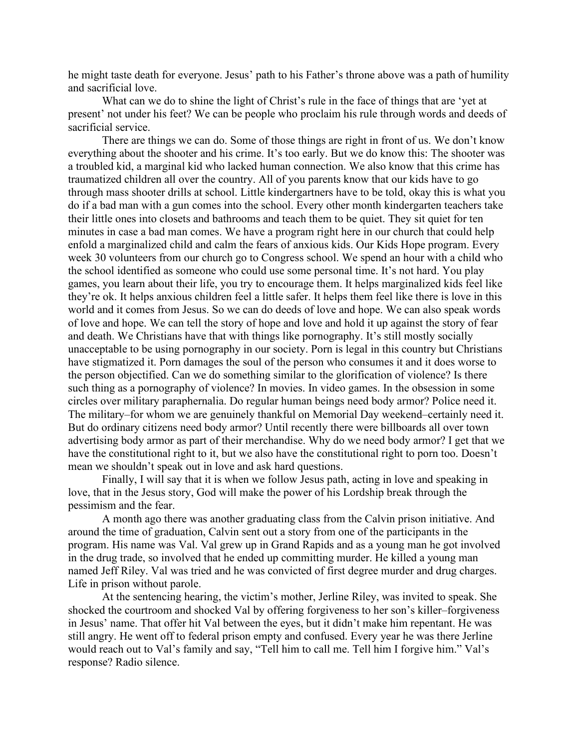he might taste death for everyone. Jesus' path to his Father's throne above was a path of humility and sacrificial love.

What can we do to shine the light of Christ's rule in the face of things that are 'yet at present' not under his feet? We can be people who proclaim his rule through words and deeds of sacrificial service.

There are things we can do. Some of those things are right in front of us. We don't know everything about the shooter and his crime. It's too early. But we do know this: The shooter was a troubled kid, a marginal kid who lacked human connection. We also know that this crime has traumatized children all over the country. All of you parents know that our kids have to go through mass shooter drills at school. Little kindergartners have to be told, okay this is what you do if a bad man with a gun comes into the school. Every other month kindergarten teachers take their little ones into closets and bathrooms and teach them to be quiet. They sit quiet for ten minutes in case a bad man comes. We have a program right here in our church that could help enfold a marginalized child and calm the fears of anxious kids. Our Kids Hope program. Every week 30 volunteers from our church go to Congress school. We spend an hour with a child who the school identified as someone who could use some personal time. It's not hard. You play games, you learn about their life, you try to encourage them. It helps marginalized kids feel like they're ok. It helps anxious children feel a little safer. It helps them feel like there is love in this world and it comes from Jesus. So we can do deeds of love and hope. We can also speak words of love and hope. We can tell the story of hope and love and hold it up against the story of fear and death. We Christians have that with things like pornography. It's still mostly socially unacceptable to be using pornography in our society. Porn is legal in this country but Christians have stigmatized it. Porn damages the soul of the person who consumes it and it does worse to the person objectified. Can we do something similar to the glorification of violence? Is there such thing as a pornography of violence? In movies. In video games. In the obsession in some circles over military paraphernalia. Do regular human beings need body armor? Police need it. The military–for whom we are genuinely thankful on Memorial Day weekend–certainly need it. But do ordinary citizens need body armor? Until recently there were billboards all over town advertising body armor as part of their merchandise. Why do we need body armor? I get that we have the constitutional right to it, but we also have the constitutional right to porn too. Doesn't mean we shouldn't speak out in love and ask hard questions.

Finally, I will say that it is when we follow Jesus path, acting in love and speaking in love, that in the Jesus story, God will make the power of his Lordship break through the pessimism and the fear.

A month ago there was another graduating class from the Calvin prison initiative. And around the time of graduation, Calvin sent out a story from one of the participants in the program. His name was Val. Val grew up in Grand Rapids and as a young man he got involved in the drug trade, so involved that he ended up committing murder. He killed a young man named Jeff Riley. Val was tried and he was convicted of first degree murder and drug charges. Life in prison without parole.

At the sentencing hearing, the victim's mother, Jerline Riley, was invited to speak. She shocked the courtroom and shocked Val by offering forgiveness to her son's killer–forgiveness in Jesus' name. That offer hit Val between the eyes, but it didn't make him repentant. He was still angry. He went off to federal prison empty and confused. Every year he was there Jerline would reach out to Val's family and say, "Tell him to call me. Tell him I forgive him." Val's response? Radio silence.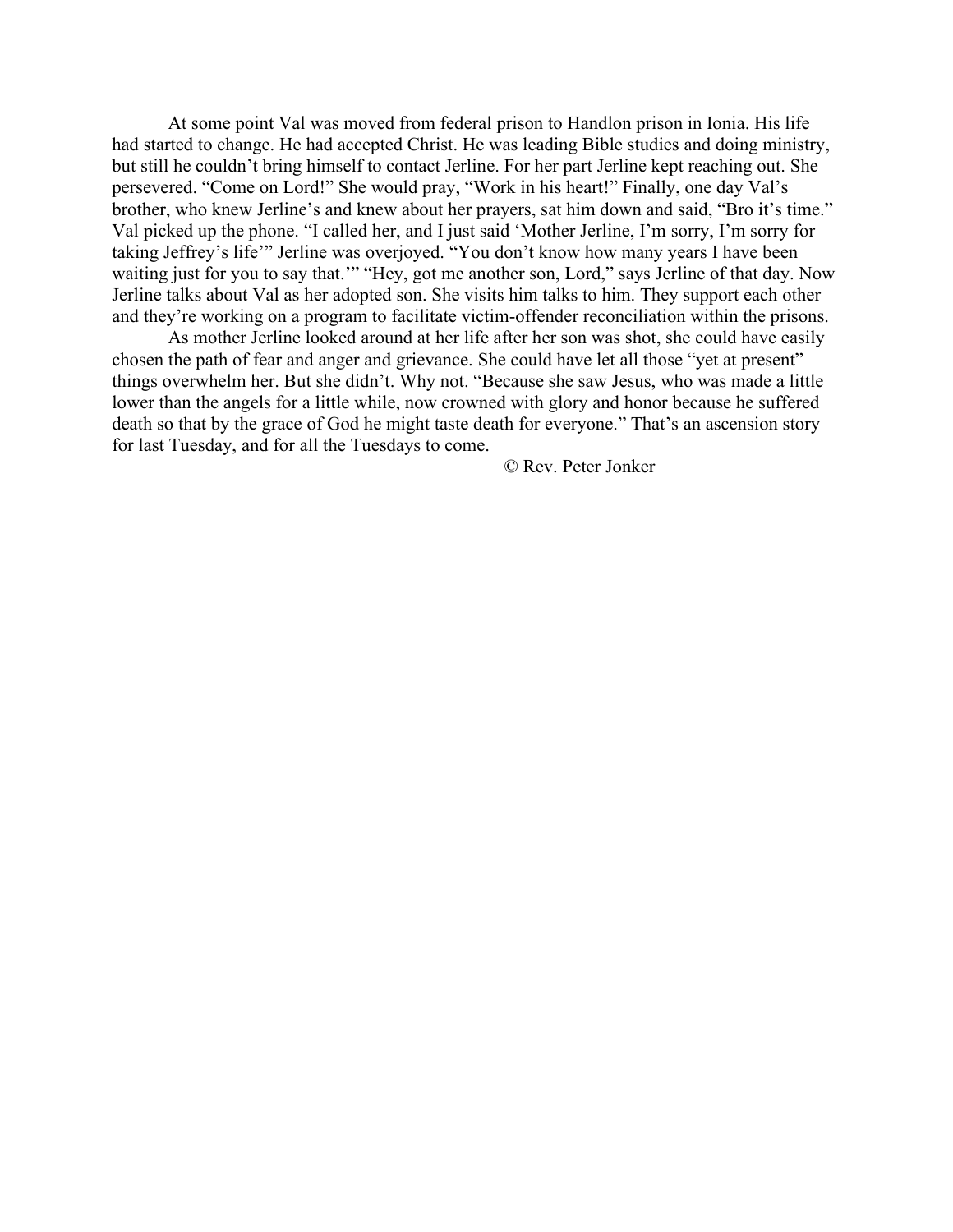At some point Val was moved from federal prison to Handlon prison in Ionia. His life had started to change. He had accepted Christ. He was leading Bible studies and doing ministry, but still he couldn't bring himself to contact Jerline. For her part Jerline kept reaching out. She persevered. "Come on Lord!" She would pray, "Work in his heart!" Finally, one day Val's brother, who knew Jerline's and knew about her prayers, sat him down and said, "Bro it's time." Val picked up the phone. "I called her, and I just said 'Mother Jerline, I'm sorry, I'm sorry for taking Jeffrey's life'" Jerline was overjoyed. "You don't know how many years I have been waiting just for you to say that.'" "Hey, got me another son, Lord," says Jerline of that day. Now Jerline talks about Val as her adopted son. She visits him talks to him. They support each other and they're working on a program to facilitate victim-offender reconciliation within the prisons.

As mother Jerline looked around at her life after her son was shot, she could have easily chosen the path of fear and anger and grievance. She could have let all those "yet at present" things overwhelm her. But she didn't. Why not. "Because she saw Jesus, who was made a little lower than the angels for a little while, now crowned with glory and honor because he suffered death so that by the grace of God he might taste death for everyone." That's an ascension story for last Tuesday, and for all the Tuesdays to come.

© Rev. Peter Jonker